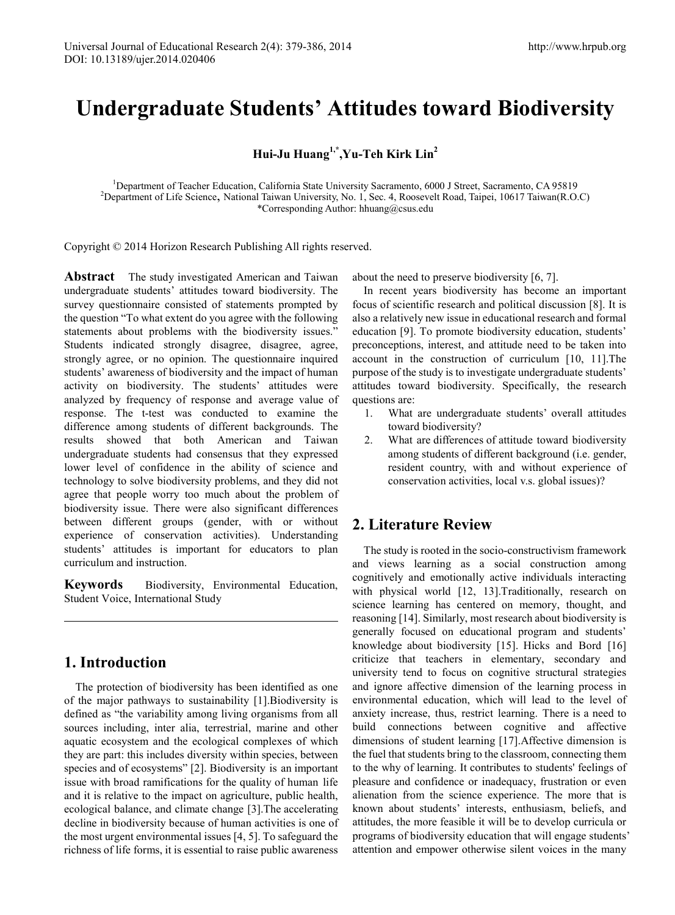# Undergraduate Students' Attitudes toward Biodiversity

**Hui-Ju Huang[1,*], Yu-Teh Kirk Lin[2]**

[1]Department of Teacher Education, California State University Sacramento, 6000 J Street, Sacramento, CA 95819
[2]Department of Life Science, National Taiwan University, No. 1, Sec. 4, Roosevelt Road, Taipei, 10617 Taiwan(R.O.C)
*Corresponding Author: hhuang@csus.edu

Copyright © 2014 Horizon Research Publishing All rights reserved.

**Abstract** The study investigated American and Taiwan undergraduate students' attitudes toward biodiversity. The survey questionnaire consisted of statements prompted by the question "To what extent do you agree with the following statements about problems with the biodiversity issues." Students indicated strongly disagree, disagree, agree, strongly agree, or no opinion. The questionnaire inquired students' awareness of biodiversity and the impact of human activity on biodiversity. The students' attitudes were analyzed by frequency of response and average value of response. The t-test was conducted to examine the difference among students of different backgrounds. The results showed that both American and Taiwan undergraduate students had consensus that they expressed lower level of confidence in the ability of science and technology to solve biodiversity problems, and they did not agree that people worry too much about the problem of biodiversity issue. There were also significant differences between different groups (gender, with or without experience of conservation activities). Understanding students' attitudes is important for educators to plan curriculum and instruction.

**Keywords** Biodiversity, Environmental Education, Student Voice, International Study

## 1. Introduction

The protection of biodiversity has been identified as one of the major pathways to sustainability [1].Biodiversity is defined as "the variability among living organisms from all sources including, inter alia, terrestrial, marine and other aquatic ecosystem and the ecological complexes of which they are part: this includes diversity within species, between species and of ecosystems" [2]. Biodiversity is an important issue with broad ramifications for the quality of human life and it is relative to the impact on agriculture, public health, ecological balance, and climate change [3].The accelerating decline in biodiversity because of human activities is one of the most urgent environmental issues [4, 5]. To safeguard the richness of life forms, it is essential to raise public awareness about the need to preserve biodiversity [6, 7].

In recent years biodiversity has become an important focus of scientific research and political discussion [8]. It is also a relatively new issue in educational research and formal education [9]. To promote biodiversity education, students' preconceptions, interest, and attitude need to be taken into account in the construction of curriculum [10, 11].The purpose of the study is to investigate undergraduate students' attitudes toward biodiversity. Specifically, the research questions are:

1. What are undergraduate students' overall attitudes toward biodiversity?
2. What are differences of attitude toward biodiversity among students of different background (i.e. gender, resident country, with and without experience of conservation activities, local v.s. global issues)?

## 2. Literature Review

The study is rooted in the socio-constructivism framework and views learning as a social construction among cognitively and emotionally active individuals interacting with physical world [12, 13].Traditionally, research on science learning has centered on memory, thought, and reasoning [14]. Similarly, most research about biodiversity is generally focused on educational program and students' knowledge about biodiversity [15]. Hicks and Bord [16] criticize that teachers in elementary, secondary and university tend to focus on cognitive structural strategies and ignore affective dimension of the learning process in environmental education, which will lead to the level of anxiety increase, thus, restrict learning. There is a need to build connections between cognitive and affective dimensions of student learning [17].Affective dimension is the fuel that students bring to the classroom, connecting them to the why of learning. It contributes to students' feelings of pleasure and confidence or inadequacy, frustration or even alienation from the science experience. The more that is known about students' interests, enthusiasm, beliefs, and attitudes, the more feasible it will be to develop curricula or programs of biodiversity education that will engage students' attention and empower otherwise silent voices in the many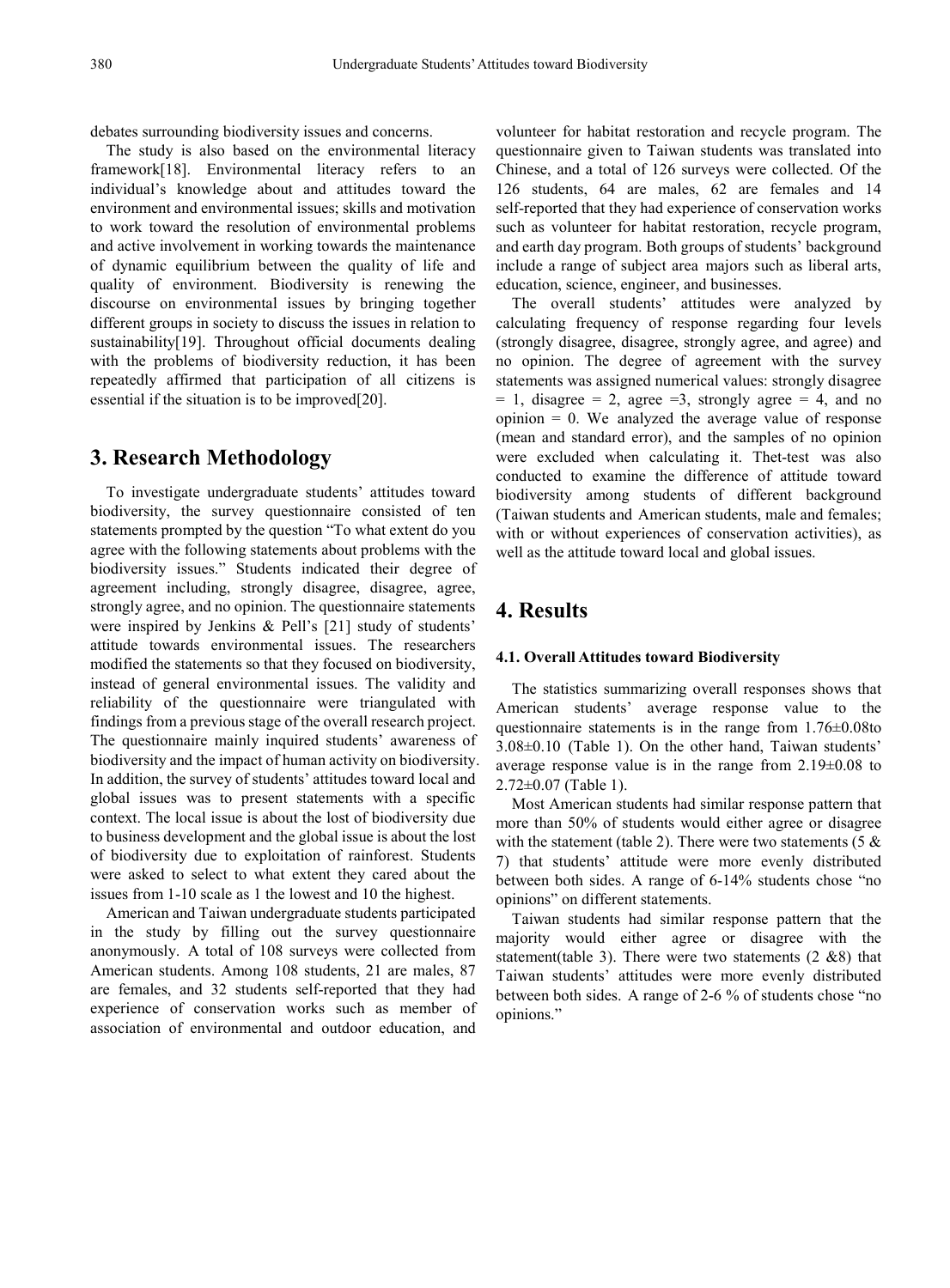debates surrounding biodiversity issues and concerns.

The study is also based on the environmental literacy framework[18]. Environmental literacy refers to an individual's knowledge about and attitudes toward the environment and environmental issues; skills and motivation to work toward the resolution of environmental problems and active involvement in working towards the maintenance of dynamic equilibrium between the quality of life and quality of environment. Biodiversity is renewing the discourse on environmental issues by bringing together different groups in society to discuss the issues in relation to sustainability[19]. Throughout official documents dealing with the problems of biodiversity reduction, it has been repeatedly affirmed that participation of all citizens is essential if the situation is to be improved[20].

# 3. Research Methodology

To investigate undergraduate students' attitudes toward biodiversity, the survey questionnaire consisted of ten statements prompted by the question "To what extent do you agree with the following statements about problems with the biodiversity issues." Students indicated their degree of agreement including, strongly disagree, disagree, agree, strongly agree, and no opinion. The questionnaire statements were inspired by Jenkins & Pell's [21] study of students' attitude towards environmental issues. The researchers modified the statements so that they focused on biodiversity, instead of general environmental issues. The validity and reliability of the questionnaire were triangulated with findings from a previous stage of the overall research project. The questionnaire mainly inquired students' awareness of biodiversity and the impact of human activity on biodiversity. In addition, the survey of students' attitudes toward local and global issues was to present statements with a specific context. The local issue is about the lost of biodiversity due to business development and the global issue is about the lost of biodiversity due to exploitation of rainforest. Students were asked to select to what extent they cared about the issues from 1-10 scale as 1 the lowest and 10 the highest.

American and Taiwan undergraduate students participated in the study by filling out the survey questionnaire anonymously. A total of 108 surveys were collected from American students. Among 108 students, 21 are males, 87 are females, and 32 students self-reported that they had experience of conservation works such as member of association of environmental and outdoor education, and volunteer for habitat restoration and recycle program. The questionnaire given to Taiwan students was translated into Chinese, and a total of 126 surveys were collected. Of the 126 students, 64 are males, 62 are females and 14 self-reported that they had experience of conservation works such as volunteer for habitat restoration, recycle program, and earth day program. Both groups of students' background include a range of subject area majors such as liberal arts, education, science, engineer, and businesses.

The overall students' attitudes were analyzed by calculating frequency of response regarding four levels (strongly disagree, disagree, strongly agree, and agree) and no opinion. The degree of agreement with the survey statements was assigned numerical values: strongly disagree = 1, disagree = 2, agree =3, strongly agree = 4, and no opinion = 0. We analyzed the average value of response (mean and standard error), and the samples of no opinion were excluded when calculating it. Thet-test was also conducted to examine the difference of attitude toward biodiversity among students of different background (Taiwan students and American students, male and females; with or without experiences of conservation activities), as well as the attitude toward local and global issues.

# 4. Results

### 4.1. Overall Attitudes toward Biodiversity

The statistics summarizing overall responses shows that American students' average response value to the questionnaire statements is in the range from 1.76±0.08to 3.08±0.10 (Table 1). On the other hand, Taiwan students' average response value is in the range from 2.19±0.08 to 2.72±0.07 (Table 1).

Most American students had similar response pattern that more than 50% of students would either agree or disagree with the statement (table 2). There were two statements (5 & 7) that students' attitude were more evenly distributed between both sides. A range of 6-14% students chose "no opinions" on different statements.

Taiwan students had similar response pattern that the majority would either agree or disagree with the statement(table 3). There were two statements (2 &8) that Taiwan students' attitudes were more evenly distributed between both sides. A range of 2-6 % of students chose "no opinions."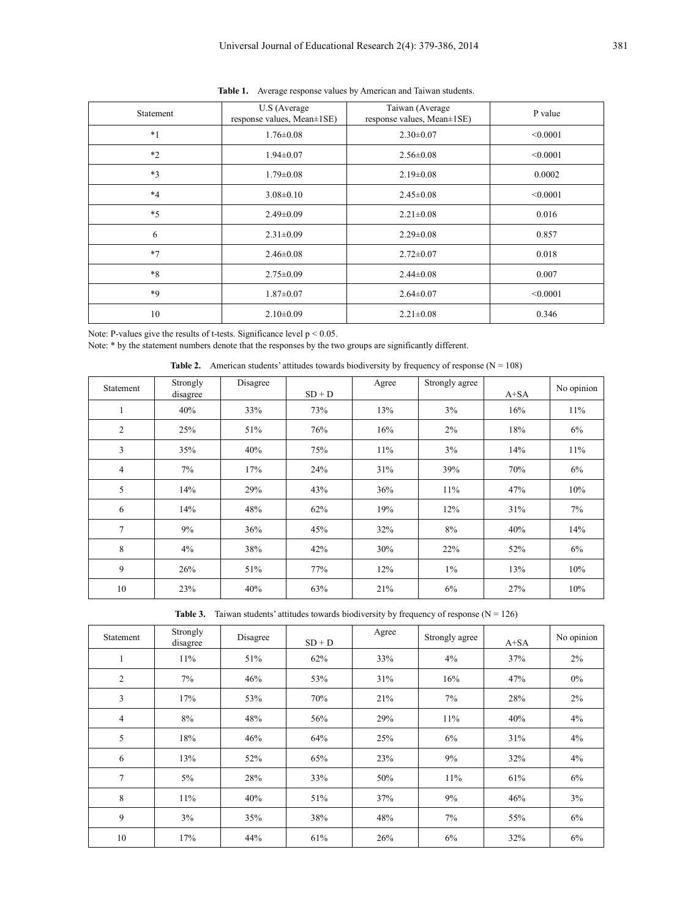**Table 1.** Average response values by American and Taiwan students.

| Statement | U.S (Average response values, Mean±1SE) | Taiwan (Average response values, Mean±1SE) | P value |
|---|---|---|---|
| *1 | 1.76±0.08 | 2.30±0.07 | <0.0001 |
| *2 | 1.94±0.07 | 2.56±0.08 | <0.0001 |
| *3 | 1.79±0.08 | 2.19±0.08 | 0.0002 |
| *4 | 3.08±0.10 | 2.45±0.08 | <0.0001 |
| *5 | 2.49±0.09 | 2.21±0.08 | 0.016 |
| 6 | 2.31±0.09 | 2.29±0.08 | 0.857 |
| *7 | 2.46±0.08 | 2.72±0.07 | 0.018 |
| *8 | 2.75±0.09 | 2.44±0.08 | 0.007 |
| *9 | 1.87±0.07 | 2.64±0.07 | <0.0001 |
| 10 | 2.10±0.09 | 2.21±0.08 | 0.346 |

Note: P-values give the results of t-tests. Significance level $p < 0.05$.

Note: * by the statement numbers denote that the responses by the two groups are significantly different.

**Table 2.** American students' attitudes towards biodiversity by frequency of response (N = 108)

| Statement | Strongly disagree | Disagree | SD + D | Agree | Strongly agree | A+SA | No opinion |
|---|---|---|---|---|---|---|---|
| 1 | 40% | 33% | 73% | 13% | 3% | 16% | 11% |
| 2 | 25% | 51% | 76% | 16% | 2% | 18% | 6% |
| 3 | 35% | 40% | 75% | 11% | 3% | 14% | 11% |
| 4 | 7% | 17% | 24% | 31% | 39% | 70% | 6% |
| 5 | 14% | 29% | 43% | 36% | 11% | 47% | 10% |
| 6 | 14% | 48% | 62% | 19% | 12% | 31% | 7% |
| 7 | 9% | 36% | 45% | 32% | 8% | 40% | 14% |
| 8 | 4% | 38% | 42% | 30% | 22% | 52% | 6% |
| 9 | 26% | 51% | 77% | 12% | 1% | 13% | 10% |
| 10 | 23% | 40% | 63% | 21% | 6% | 27% | 10% |

**Table 3.** Taiwan students' attitudes towards biodiversity by frequency of response (N = 126)

| Statement | Strongly disagree | Disagree | SD + D | Agree | Strongly agree | A+SA | No opinion |
|---|---|---|---|---|---|---|---|
| 1 | 11% | 51% | 62% | 33% | 4% | 37% | 2% |
| 2 | 7% | 46% | 53% | 31% | 16% | 47% | 0% |
| 3 | 17% | 53% | 70% | 21% | 7% | 28% | 2% |
| 4 | 8% | 48% | 56% | 29% | 11% | 40% | 4% |
| 5 | 18% | 46% | 64% | 25% | 6% | 31% | 4% |
| 6 | 13% | 52% | 65% | 23% | 9% | 32% | 4% |
| 7 | 5% | 28% | 33% | 50% | 11% | 61% | 6% |
| 8 | 11% | 40% | 51% | 37% | 9% | 46% | 3% |
| 9 | 3% | 35% | 38% | 48% | 7% | 55% | 6% |
| 10 | 17% | 44% | 61% | 26% | 6% | 32% | 6% |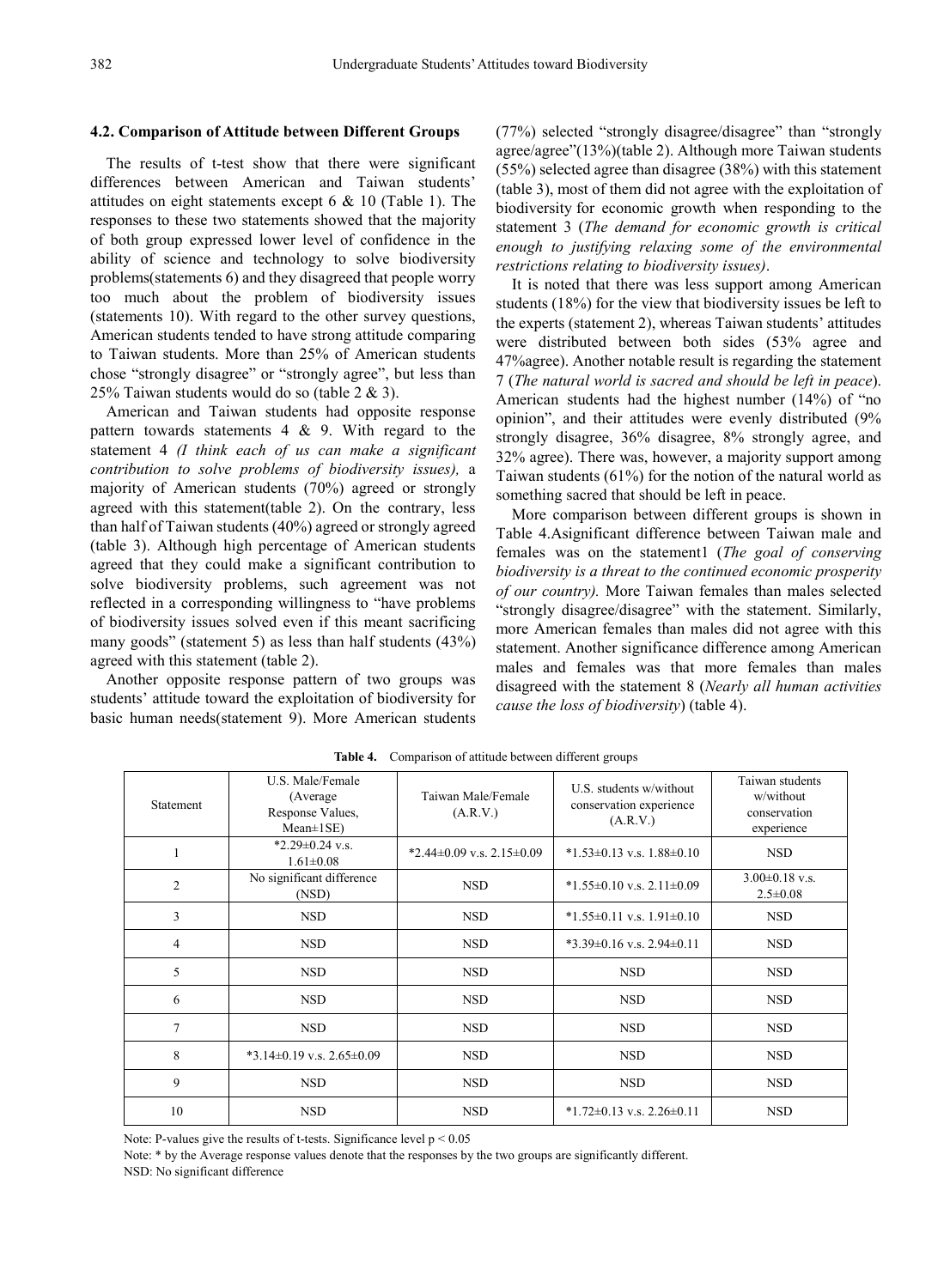### 4.2. Comparison of Attitude between Different Groups

The results of t-test show that there were significant differences between American and Taiwan students' attitudes on eight statements except 6 & 10 (Table 1). The responses to these two statements showed that the majority of both group expressed lower level of confidence in the ability of science and technology to solve biodiversity problems(statements 6) and they disagreed that people worry too much about the problem of biodiversity issues (statements 10). With regard to the other survey questions, American students tended to have strong attitude comparing to Taiwan students. More than 25% of American students chose "strongly disagree" or "strongly agree", but less than 25% Taiwan students would do so (table 2 & 3).

American and Taiwan students had opposite response pattern towards statements 4 & 9. With regard to the statement 4 *(I think each of us can make a significant contribution to solve problems of biodiversity issues),* a majority of American students (70%) agreed or strongly agreed with this statement(table 2). On the contrary, less than half of Taiwan students (40%) agreed or strongly agreed (table 3). Although high percentage of American students agreed that they could make a significant contribution to solve biodiversity problems, such agreement was not reflected in a corresponding willingness to "have problems of biodiversity issues solved even if this meant sacrificing many goods" (statement 5) as less than half students (43%) agreed with this statement (table 2).

Another opposite response pattern of two groups was students' attitude toward the exploitation of biodiversity for basic human needs(statement 9). More American students (77%) selected "strongly disagree/disagree" than "strongly agree/agree"(13%)(table 2). Although more Taiwan students (55%) selected agree than disagree (38%) with this statement (table 3), most of them did not agree with the exploitation of biodiversity for economic growth when responding to the statement 3 (*The demand for economic growth is critical enough to justifying relaxing some of the environmental restrictions relating to biodiversity issues)*.

It is noted that there was less support among American students (18%) for the view that biodiversity issues be left to the experts (statement 2), whereas Taiwan students' attitudes were distributed between both sides (53% agree and 47%agree). Another notable result is regarding the statement 7 (*The natural world is sacred and should be left in peace*). American students had the highest number (14%) of "no opinion", and their attitudes were evenly distributed (9% strongly disagree, 36% disagree, 8% strongly agree, and 32% agree). There was, however, a majority support among Taiwan students (61%) for the notion of the natural world as something sacred that should be left in peace.

More comparison between different groups is shown in Table 4.Asignificant difference between Taiwan male and females was on the statement1 (*The goal of conserving biodiversity is a threat to the continued economic prosperity of our country).* More Taiwan females than males selected "strongly disagree/disagree" with the statement. Similarly, more American females than males did not agree with this statement. Another significance difference among American males and females was that more females than males disagreed with the statement 8 (*Nearly all human activities cause the loss of biodiversity*) (table 4).

**Table 4.** Comparison of attitude between different groups

| Statement | U.S. Male/Female (Average Response Values, Mean±1SE) | Taiwan Male/Female (A.R.V.) | U.S. students w/without conservation experience (A.R.V.) | Taiwan students w/without conservation experience |
|---|---|---|---|---|
| 1 | *2.29±0.24 v.s. 1.61±0.08 | *2.44±0.09 v.s. 2.15±0.09 | *1.53±0.13 v.s. 1.88±0.10 | NSD |
| 2 | No significant difference (NSD) | NSD | *1.55±0.10 v.s. 2.11±0.09 | 3.00±0.18 v.s. 2.5±0.08 |
| 3 | NSD | NSD | *1.55±0.11 v.s. 1.91±0.10 | NSD |
| 4 | NSD | NSD | *3.39±0.16 v.s. 2.94±0.11 | NSD |
| 5 | NSD | NSD | NSD | NSD |
| 6 | NSD | NSD | NSD | NSD |
| 7 | NSD | NSD | NSD | NSD |
| 8 | *3.14±0.19 v.s. 2.65±0.09 | NSD | NSD | NSD |
| 9 | NSD | NSD | NSD | NSD |
| 10 | NSD | NSD | *1.72±0.13 v.s. 2.26±0.11 | NSD |

Note: P-values give the results of t-tests. Significance level $p < 0.05$

Note: * by the Average response values denote that the responses by the two groups are significantly different.

NSD: No significant difference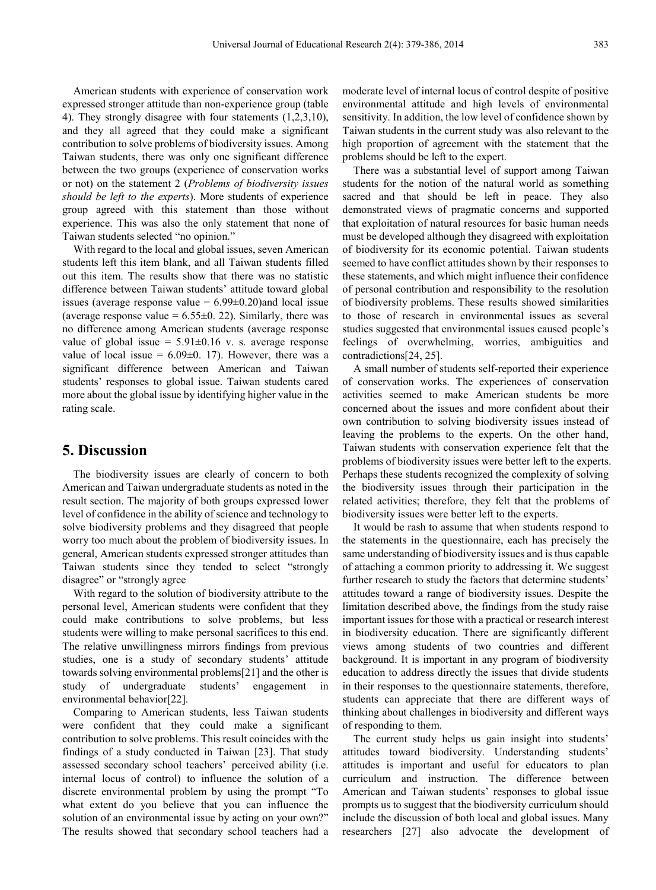American students with experience of conservation work expressed stronger attitude than non-experience group (table 4). They strongly disagree with four statements (1,2,3,10), and they all agreed that they could make a significant contribution to solve problems of biodiversity issues. Among Taiwan students, there was only one significant difference between the two groups (experience of conservation works or not) on the statement 2 (*Problems of biodiversity issues should be left to the experts*). More students of experience group agreed with this statement than those without experience. This was also the only statement that none of Taiwan students selected "no opinion."

With regard to the local and global issues, seven American students left this item blank, and all Taiwan students filled out this item. The results show that there was no statistic difference between Taiwan students' attitude toward global issues (average response value = $6.99\pm0.20$)and local issue (average response value = $6.55\pm0.22$). Similarly, there was no difference among American students (average response value of global issue = $5.91\pm0.16$ v. s. average response value of local issue = $6.09\pm0.17$). However, there was a significant difference between American and Taiwan students' responses to global issue. Taiwan students cared more about the global issue by identifying higher value in the rating scale.

## 5. Discussion

The biodiversity issues are clearly of concern to both American and Taiwan undergraduate students as noted in the result section. The majority of both groups expressed lower level of confidence in the ability of science and technology to solve biodiversity problems and they disagreed that people worry too much about the problem of biodiversity issues. In general, American students expressed stronger attitudes than Taiwan students since they tended to select "strongly disagree" or "strongly agree

With regard to the solution of biodiversity attribute to the personal level, American students were confident that they could make contributions to solve problems, but less students were willing to make personal sacrifices to this end. The relative unwillingness mirrors findings from previous studies, one is a study of secondary students' attitude towards solving environmental problems[21] and the other is study of undergraduate students' engagement in environmental behavior[22].

Comparing to American students, less Taiwan students were confident that they could make a significant contribution to solve problems. This result coincides with the findings of a study conducted in Taiwan [23]. That study assessed secondary school teachers' perceived ability (i.e. internal locus of control) to influence the solution of a discrete environmental problem by using the prompt "To what extent do you believe that you can influence the solution of an environmental issue by acting on your own?" The results showed that secondary school teachers had a moderate level of internal locus of control despite of positive environmental attitude and high levels of environmental sensitivity. In addition, the low level of confidence shown by Taiwan students in the current study was also relevant to the high proportion of agreement with the statement that the problems should be left to the expert.

There was a substantial level of support among Taiwan students for the notion of the natural world as something sacred and that should be left in peace. They also demonstrated views of pragmatic concerns and supported that exploitation of natural resources for basic human needs must be developed although they disagreed with exploitation of biodiversity for its economic potential. Taiwan students seemed to have conflict attitudes shown by their responses to these statements, and which might influence their confidence of personal contribution and responsibility to the resolution of biodiversity problems. These results showed similarities to those of research in environmental issues as several studies suggested that environmental issues caused people's feelings of overwhelming, worries, ambiguities and contradictions[24, 25].

A small number of students self-reported their experience of conservation works. The experiences of conservation activities seemed to make American students be more concerned about the issues and more confident about their own contribution to solving biodiversity issues instead of leaving the problems to the experts. On the other hand, Taiwan students with conservation experience felt that the problems of biodiversity issues were better left to the experts. Perhaps these students recognized the complexity of solving the biodiversity issues through their participation in the related activities; therefore, they felt that the problems of biodiversity issues were better left to the experts.

It would be rash to assume that when students respond to the statements in the questionnaire, each has precisely the same understanding of biodiversity issues and is thus capable of attaching a common priority to addressing it. We suggest further research to study the factors that determine students' attitudes toward a range of biodiversity issues. Despite the limitation described above, the findings from the study raise important issues for those with a practical or research interest in biodiversity education. There are significantly different views among students of two countries and different background. It is important in any program of biodiversity education to address directly the issues that divide students in their responses to the questionnaire statements, therefore, students can appreciate that there are different ways of thinking about challenges in biodiversity and different ways of responding to them.

The current study helps us gain insight into students' attitudes toward biodiversity. Understanding students' attitudes is important and useful for educators to plan curriculum and instruction. The difference between American and Taiwan students' responses to global issue prompts us to suggest that the biodiversity curriculum should include the discussion of both local and global issues. Many researchers [27] also advocate the development of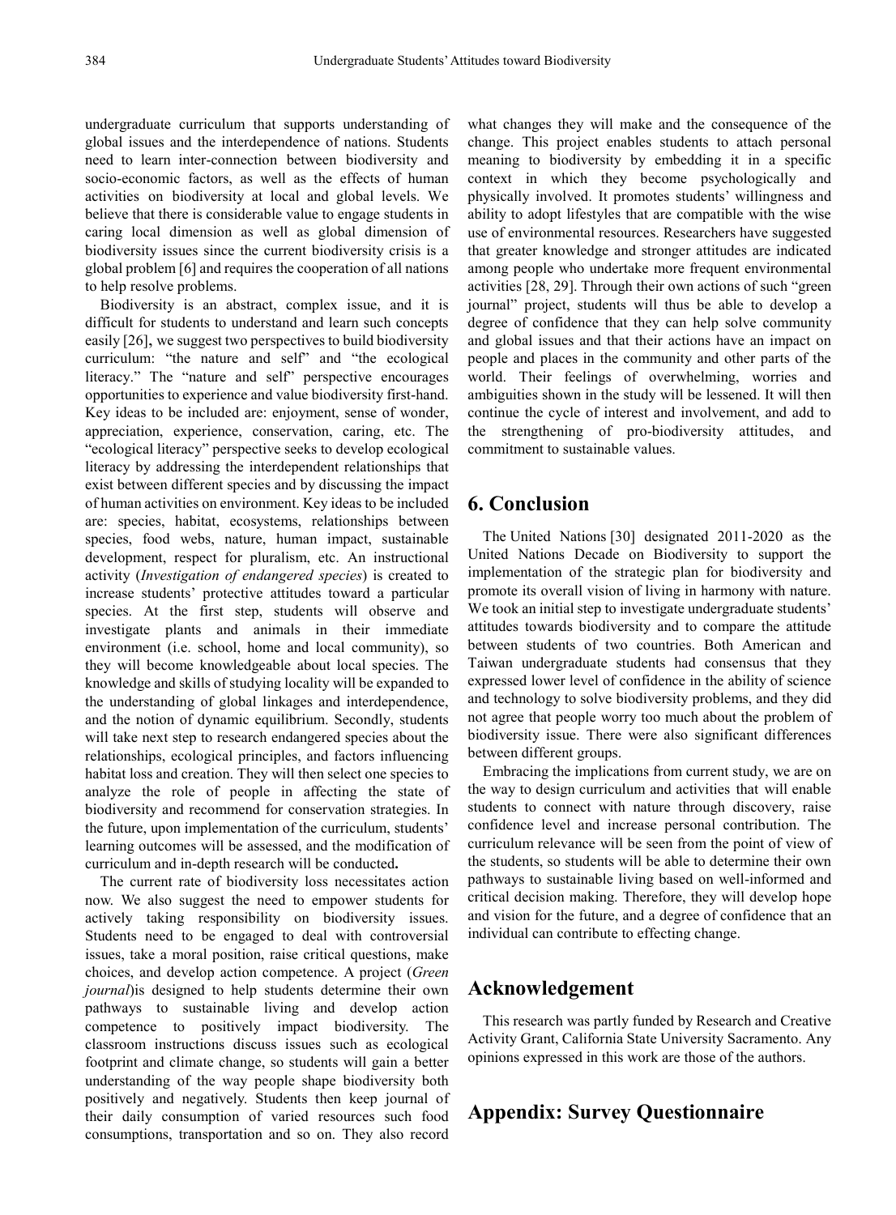undergraduate curriculum that supports understanding of global issues and the interdependence of nations. Students need to learn inter-connection between biodiversity and socio-economic factors, as well as the effects of human activities on biodiversity at local and global levels. We believe that there is considerable value to engage students in caring local dimension as well as global dimension of biodiversity issues since the current biodiversity crisis is a global problem [6] and requires the cooperation of all nations to help resolve problems.

Biodiversity is an abstract, complex issue, and it is difficult for students to understand and learn such concepts easily [26], we suggest two perspectives to build biodiversity curriculum: "the nature and self" and "the ecological literacy." The "nature and self" perspective encourages opportunities to experience and value biodiversity first-hand. Key ideas to be included are: enjoyment, sense of wonder, appreciation, experience, conservation, caring, etc. The "ecological literacy" perspective seeks to develop ecological literacy by addressing the interdependent relationships that exist between different species and by discussing the impact of human activities on environment. Key ideas to be included are: species, habitat, ecosystems, relationships between species, food webs, nature, human impact, sustainable development, respect for pluralism, etc. An instructional activity (*Investigation of endangered species*) is created to increase students' protective attitudes toward a particular species. At the first step, students will observe and investigate plants and animals in their immediate environment (i.e. school, home and local community), so they will become knowledgeable about local species. The knowledge and skills of studying locality will be expanded to the understanding of global linkages and interdependence, and the notion of dynamic equilibrium. Secondly, students will take next step to research endangered species about the relationships, ecological principles, and factors influencing habitat loss and creation. They will then select one species to analyze the role of people in affecting the state of biodiversity and recommend for conservation strategies. In the future, upon implementation of the curriculum, students' learning outcomes will be assessed, and the modification of curriculum and in-depth research will be conducted**.**

The current rate of biodiversity loss necessitates action now. We also suggest the need to empower students for actively taking responsibility on biodiversity issues. Students need to be engaged to deal with controversial issues, take a moral position, raise critical questions, make choices, and develop action competence. A project (*Green journal*)is designed to help students determine their own pathways to sustainable living and develop action competence to positively impact biodiversity. The classroom instructions discuss issues such as ecological footprint and climate change, so students will gain a better understanding of the way people shape biodiversity both positively and negatively. Students then keep journal of their daily consumption of varied resources such food consumptions, transportation and so on. They also record what changes they will make and the consequence of the change. This project enables students to attach personal meaning to biodiversity by embedding it in a specific context in which they become psychologically and physically involved. It promotes students' willingness and ability to adopt lifestyles that are compatible with the wise use of environmental resources. Researchers have suggested that greater knowledge and stronger attitudes are indicated among people who undertake more frequent environmental activities [28, 29]. Through their own actions of such "green journal" project, students will thus be able to develop a degree of confidence that they can help solve community and global issues and that their actions have an impact on people and places in the community and other parts of the world. Their feelings of overwhelming, worries and ambiguities shown in the study will be lessened. It will then continue the cycle of interest and involvement, and add to the strengthening of pro-biodiversity attitudes, and commitment to sustainable values.

## 6. Conclusion

The United Nations [30] designated 2011-2020 as the United Nations Decade on Biodiversity to support the implementation of the strategic plan for biodiversity and promote its overall vision of living in harmony with nature. We took an initial step to investigate undergraduate students' attitudes towards biodiversity and to compare the attitude between students of two countries. Both American and Taiwan undergraduate students had consensus that they expressed lower level of confidence in the ability of science and technology to solve biodiversity problems, and they did not agree that people worry too much about the problem of biodiversity issue. There were also significant differences between different groups.

Embracing the implications from current study, we are on the way to design curriculum and activities that will enable students to connect with nature through discovery, raise confidence level and increase personal contribution. The curriculum relevance will be seen from the point of view of the students, so students will be able to determine their own pathways to sustainable living based on well-informed and critical decision making. Therefore, they will develop hope and vision for the future, and a degree of confidence that an individual can contribute to effecting change.

## Acknowledgement

This research was partly funded by Research and Creative Activity Grant, California State University Sacramento. Any opinions expressed in this work are those of the authors.

## Appendix: Survey Questionnaire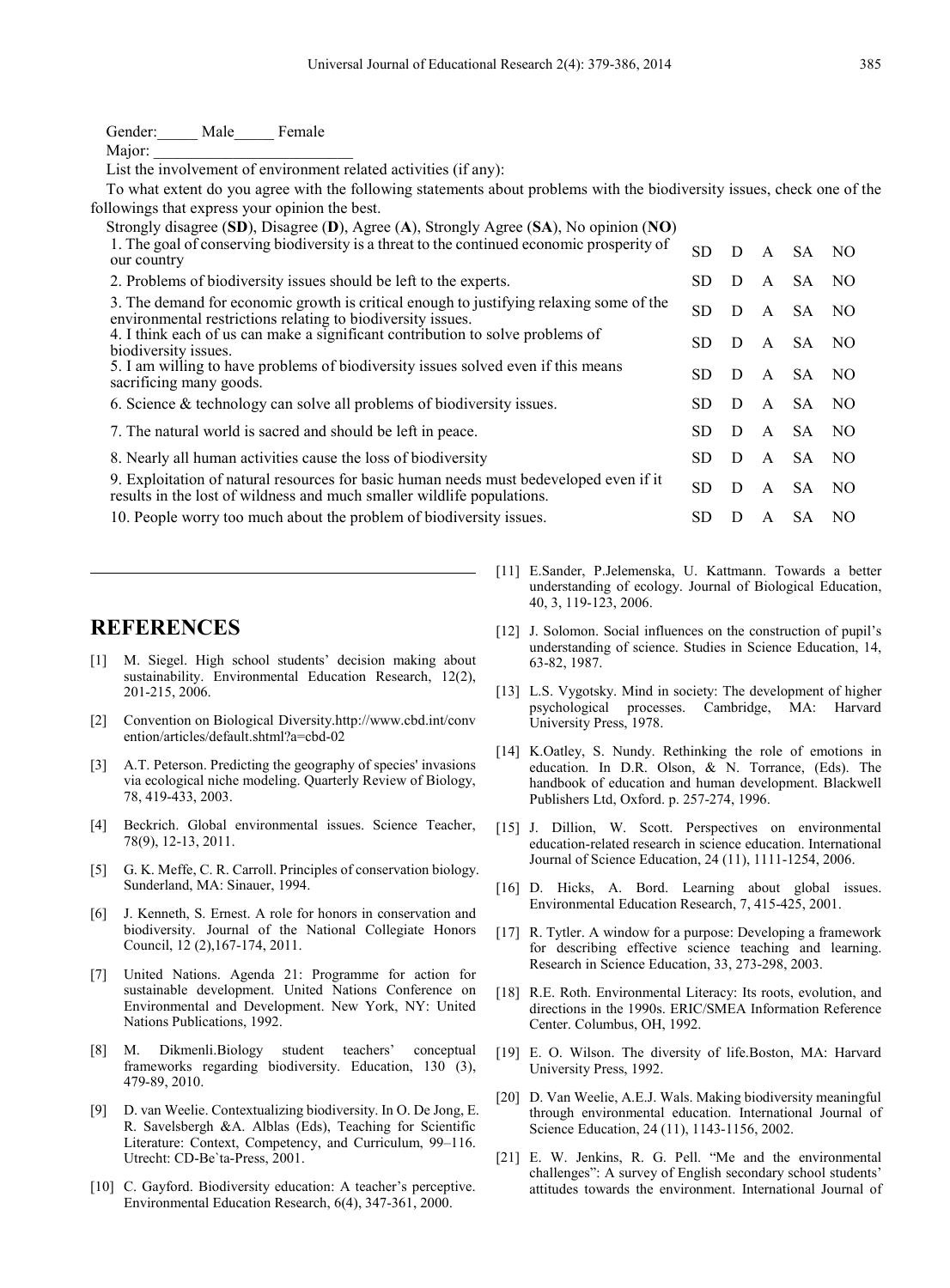Gender:_____ Male_____ Female

Major: _________________________

List the involvement of environment related activities (if any):

To what extent do you agree with the following statements about problems with the biodiversity issues, check one of the followings that express your opinion the best.

Strongly disagree (**SD**), Disagree (**D**), Agree (**A**), Strongly Agree (**SA**), No opinion (**NO**)

| | | | | | |
|---|---|---|---|---|---|
| 1. The goal of conserving biodiversity is a threat to the continued economic prosperity of our country | SD | D | A | SA | NO |
| 2. Problems of biodiversity issues should be left to the experts. | SD | D | A | SA | NO |
| 3. The demand for economic growth is critical enough to justifying relaxing some of the environmental restrictions relating to biodiversity issues. | SD | D | A | SA | NO |
| 4. I think each of us can make a significant contribution to solve problems of biodiversity issues. | SD | D | A | SA | NO |
| 5. I am willing to have problems of biodiversity issues solved even if this means sacrificing many goods. | SD | D | A | SA | NO |
| 6. Science & technology can solve all problems of biodiversity issues. | SD | D | A | SA | NO |
| 7. The natural world is sacred and should be left in peace. | SD | D | A | SA | NO |
| 8. Nearly all human activities cause the loss of biodiversity | SD | D | A | SA | NO |
| 9. Exploitation of natural resources for basic human needs must bedeveloped even if it results in the lost of wildness and much smaller wildlife populations. | SD | D | A | SA | NO |
| 10. People worry too much about the problem of biodiversity issues. | SD | D | A | SA | NO |

## REFERENCES

[1] M. Siegel. High school students' decision making about sustainability. Environmental Education Research, 12(2), 201-215, 2006.

[2] Convention on Biological Diversity.http://www.cbd.int/convention/articles/default.shtml?a=cbd-02

[3] A.T. Peterson. Predicting the geography of species' invasions via ecological niche modeling. Quarterly Review of Biology, 78, 419-433, 2003.

[4] Beckrich. Global environmental issues. Science Teacher, 78(9), 12-13, 2011.

[5] G. K. Meffe, C. R. Carroll. Principles of conservation biology. Sunderland, MA: Sinauer, 1994.

[6] J. Kenneth, S. Ernest. A role for honors in conservation and biodiversity. Journal of the National Collegiate Honors Council, 12 (2),167-174, 2011.

[7] United Nations. Agenda 21: Programme for action for sustainable development. United Nations Conference on Environmental and Development. New York, NY: United Nations Publications, 1992.

[8] M. Dikmenli.Biology student teachers' conceptual frameworks regarding biodiversity. Education, 130 (3), 479-89, 2010.

[9] D. van Weelie. Contextualizing biodiversity. In O. De Jong, E. R. Savelsbergh &A. Alblas (Eds), Teaching for Scientific Literature: Context, Competency, and Curriculum, 99–116. Utrecht: CD-Be`ta-Press, 2001.

[10] C. Gayford. Biodiversity education: A teacher's perceptive. Environmental Education Research, 6(4), 347-361, 2000.

[11] E.Sander, P.Jelemenska, U. Kattmann. Towards a better understanding of ecology. Journal of Biological Education, 40, 3, 119-123, 2006.

[12] J. Solomon. Social influences on the construction of pupil's understanding of science. Studies in Science Education, 14, 63-82, 1987.

[13] L.S. Vygotsky. Mind in society: The development of higher psychological processes. Cambridge, MA: Harvard University Press, 1978.

[14] K.Oatley, S. Nundy. Rethinking the role of emotions in education. In D.R. Olson, & N. Torrance, (Eds). The handbook of education and human development. Blackwell Publishers Ltd, Oxford. p. 257-274, 1996.

[15] J. Dillion, W. Scott. Perspectives on environmental education-related research in science education. International Journal of Science Education, 24 (11), 1111-1254, 2006.

[16] D. Hicks, A. Bord. Learning about global issues. Environmental Education Research, 7, 415-425, 2001.

[17] R. Tytler. A window for a purpose: Developing a framework for describing effective science teaching and learning. Research in Science Education, 33, 273-298, 2003.

[18] R.E. Roth. Environmental Literacy: Its roots, evolution, and directions in the 1990s. ERIC/SMEA Information Reference Center. Columbus, OH, 1992.

[19] E. O. Wilson. The diversity of life.Boston, MA: Harvard University Press, 1992.

[20] D. Van Weelie, A.E.J. Wals. Making biodiversity meaningful through environmental education. International Journal of Science Education, 24 (11), 1143-1156, 2002.

[21] E. W. Jenkins, R. G. Pell. "Me and the environmental challenges": A survey of English secondary school students' attitudes towards the environment. International Journal of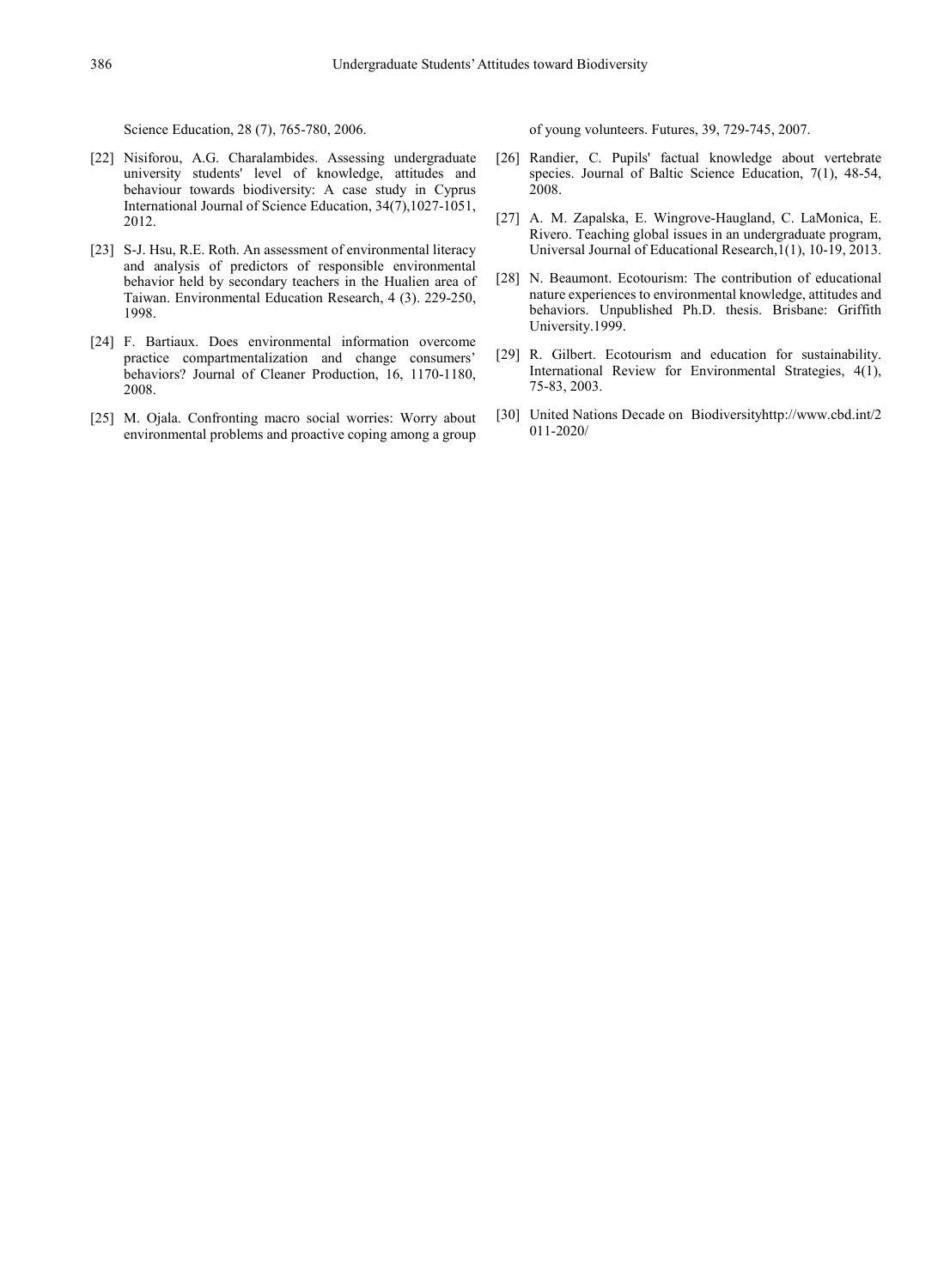Science Education, 28 (7), 765-780, 2006.

[22] Nisiforou, A.G. Charalambides. Assessing undergraduate university students' level of knowledge, attitudes and behaviour towards biodiversity: A case study in Cyprus International Journal of Science Education, 34(7),1027-1051, 2012.

[23] S-J. Hsu, R.E. Roth. An assessment of environmental literacy and analysis of predictors of responsible environmental behavior held by secondary teachers in the Hualien area of Taiwan. Environmental Education Research, 4 (3). 229-250, 1998.

[24] F. Bartiaux. Does environmental information overcome practice compartmentalization and change consumers' behaviors? Journal of Cleaner Production, 16, 1170-1180, 2008.

[25] M. Ojala. Confronting macro social worries: Worry about environmental problems and proactive coping among a group of young volunteers. Futures, 39, 729-745, 2007.

[26] Randier, C. Pupils' factual knowledge about vertebrate species. Journal of Baltic Science Education, 7(1), 48-54, 2008.

[27] A. M. Zapalska, E. Wingrove-Haugland, C. LaMonica, E. Rivero. Teaching global issues in an undergraduate program, Universal Journal of Educational Research,1(1), 10-19, 2013.

[28] N. Beaumont. Ecotourism: The contribution of educational nature experiences to environmental knowledge, attitudes and behaviors. Unpublished Ph.D. thesis. Brisbane: Griffith University.1999.

[29] R. Gilbert. Ecotourism and education for sustainability. International Review for Environmental Strategies, 4(1), 75-83, 2003.

[30] United Nations Decade on Biodiversityhttp://www.cbd.int/2011-2020/